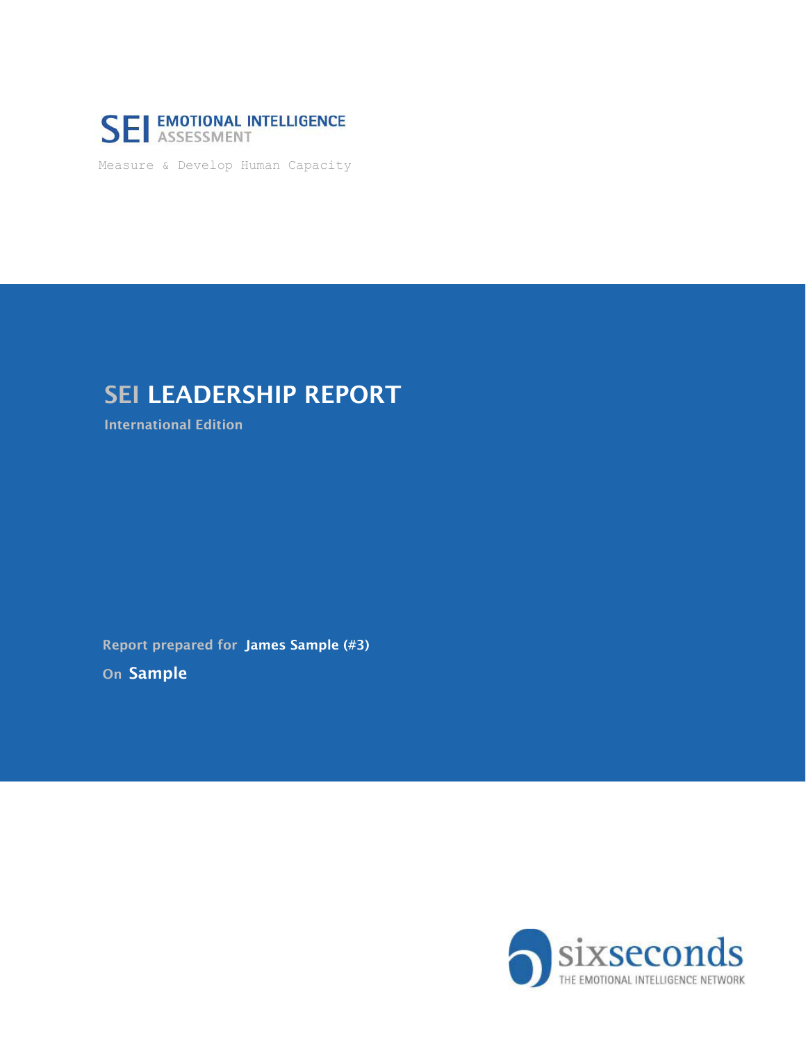**SEI** EMOTIONAL INTELLIGENCE ASSESSMENT

Measure & Develop Human Capacity

# SEI LEADERSHIP REPORT

**International Edition**

Report prepared for **James Sample (#3)**

On **Sample**

sixseconds

THE EMOTIONAL INTELLIGENCE NETWORK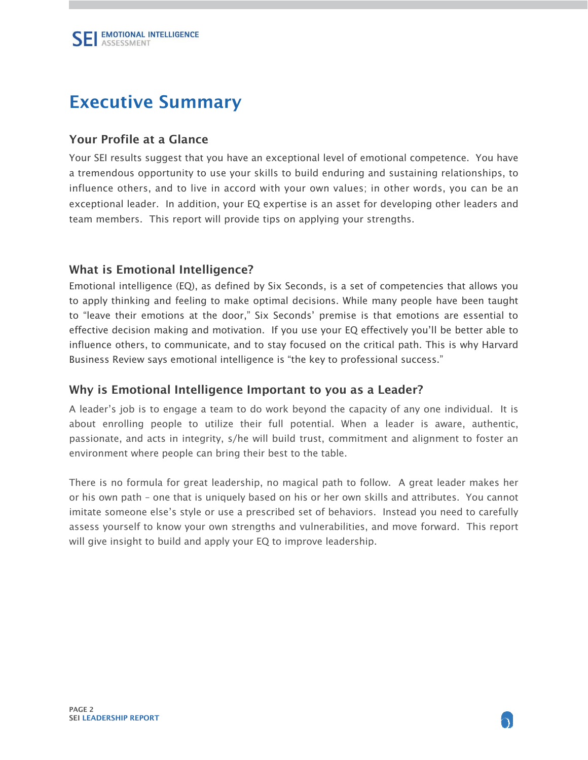# Executive Summary

## Your Profile at a Glance

Your SEI results suggest that you have an exceptional level of emotional competence. You have a tremendous opportunity to use your skills to build enduring and sustaining relationships, to influence others, and to live in accord with your own values; in other words, you can be an exceptional leader. In addition, your EQ expertise is an asset for developing other leaders and team members. This report will provide tips on applying your strengths.

## What is Emotional Intelligence?

Emotional intelligence (EQ), as defined by Six Seconds, is a set of competencies that allows you to apply thinking and feeling to make optimal decisions. While many people have been taught to "leave their emotions at the door," Six Seconds' premise is that emotions are essential to effective decision making and motivation. If you use your EQ effectively you'll be better able to influence others, to communicate, and to stay focused on the critical path. This is why Harvard Business Review says emotional intelligence is "the key to professional success."

## Why is Emotional Intelligence Important to you as a Leader?

A leader's job is to engage a team to do work beyond the capacity of any one individual. It is about enrolling people to utilize their full potential. When a leader is aware, authentic, passionate, and acts in integrity, s/he will build trust, commitment and alignment to foster an environment where people can bring their best to the table.

There is no formula for great leadership, no magical path to follow. A great leader makes her or his own path – one that is uniquely based on his or her own skills and attributes. You cannot imitate someone else's style or use a prescribed set of behaviors. Instead you need to carefully assess yourself to know your own strengths and vulnerabilities, and move forward. This report will give insight to build and apply your EQ to improve leadership.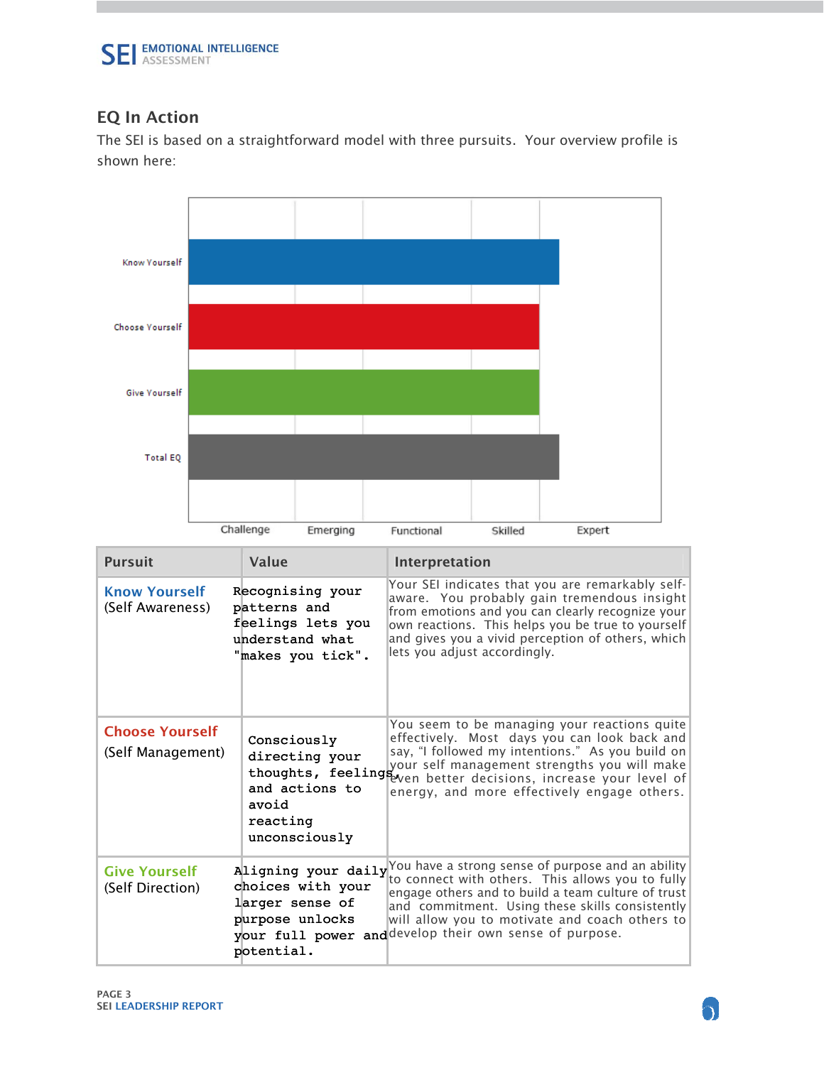## EQ In Action

The SEI is based on a straightforward model with three pursuits. Your overview profile is shown here:

| Pursuit | Value | Interpretation |
|---|---|---|
| **Know Yourself** (Self Awareness) | Recognising your patterns and feelings lets you understand what "makes you tick". | Your SEI indicates that you are remarkably self-aware. You probably gain tremendous insight from emotions and you can clearly recognize your own reactions. This helps you be true to yourself and gives you a vivid perception of others, which lets you adjust accordingly. |
| **Choose Yourself** (Self Management) | Consciously directing your thoughts, feelings and actions to avoid reacting unconsciously | You seem to be managing your reactions quite effectively. Most days you can look back and say, "I followed my intentions." As you build on your self management strengths you will make even better decisions, increase your level of energy, and more effectively engage others. |
| **Give Yourself** (Self Direction) | Aligning your daily choices with your larger sense of purpose unlocks your full power and potential. | You have a strong sense of purpose and an ability to connect with others. This allows you to fully engage others and to build a team culture of trust and commitment. Using these skills consistently will allow you to motivate and coach others to develop their own sense of purpose. |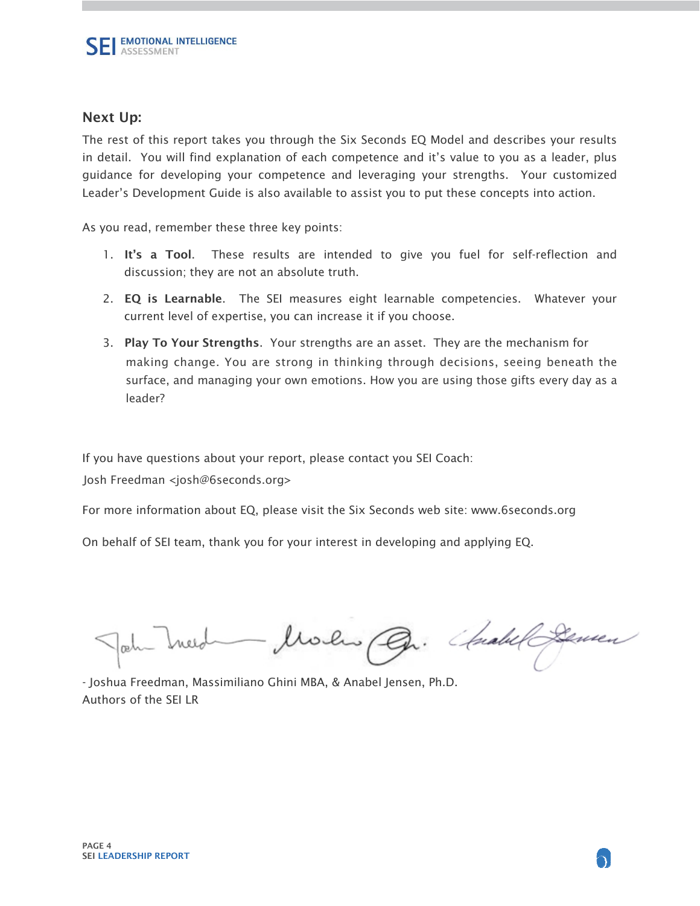## Next Up:

The rest of this report takes you through the Six Seconds EQ Model and describes your results in detail. You will find explanation of each competence and it's value to you as a leader, plus guidance for developing your competence and leveraging your strengths. Your customized Leader's Development Guide is also available to assist you to put these concepts into action.

As you read, remember these three key points:

1. **It's a Tool**. These results are intended to give you fuel for self-reflection and discussion; they are not an absolute truth.
2. **EQ is Learnable**. The SEI measures eight learnable competencies. Whatever your current level of expertise, you can increase it if you choose.
3. **Play To Your Strengths**. Your strengths are an asset. They are the mechanism for making change. You are strong in thinking through decisions, seeing beneath the surface, and managing your own emotions. How you are using those gifts every day as a leader?

If you have questions about your report, please contact you SEI Coach:

Josh Freedman <josh@6seconds.org>

For more information about EQ, please visit the Six Seconds web site: www.6seconds.org

On behalf of SEI team, thank you for your interest in developing and applying EQ.

- Joshua Freedman, Massimiliano Ghini MBA, & Anabel Jensen, Ph.D.
Authors of the SEI LR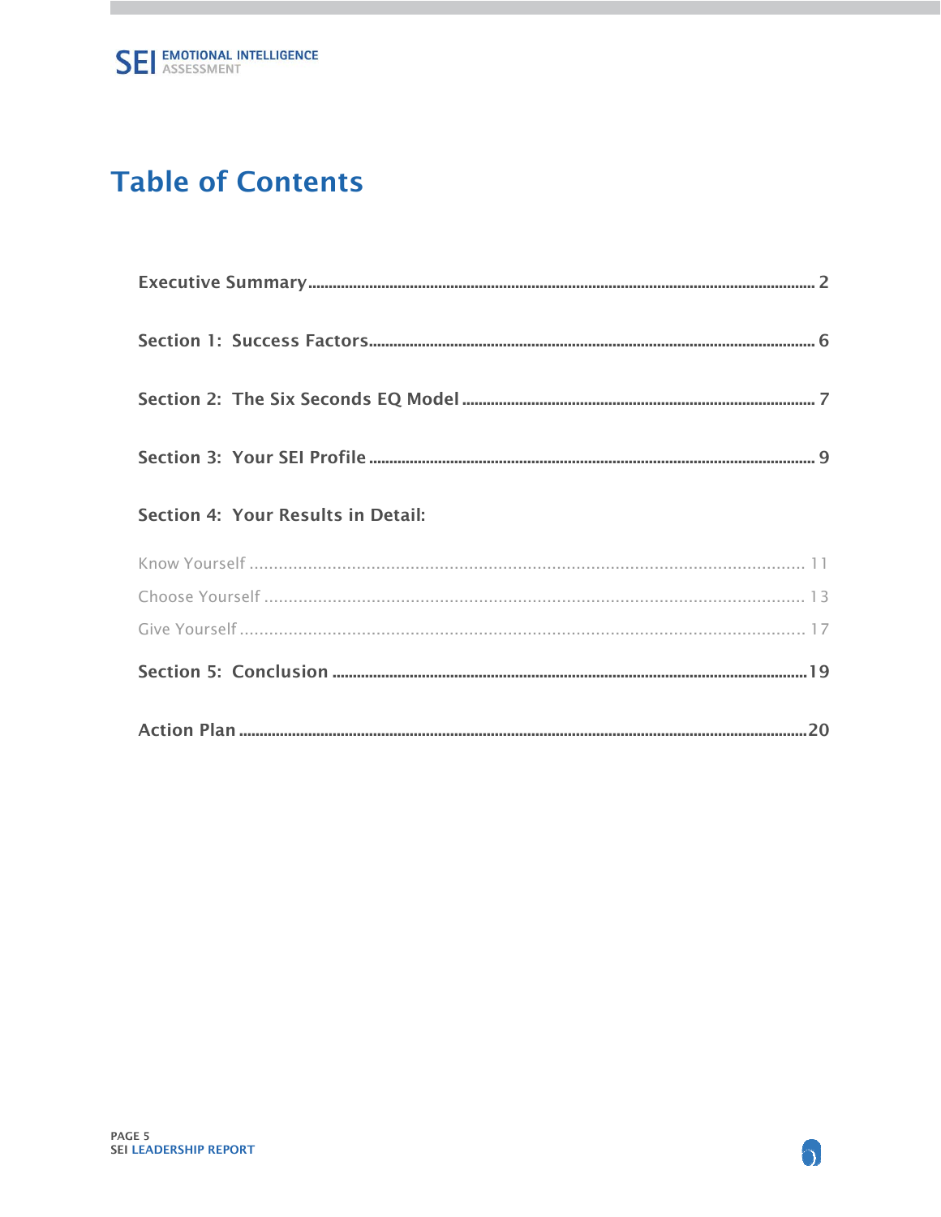# Table of Contents

**Executive Summary** .......... 2

**Section 1: Success Factors** .......... 6

**Section 2: The Six Seconds EQ Model** .......... 7

**Section 3: Your SEI Profile** .......... 9

**Section 4: Your Results in Detail:**

- Know Yourself .......... 11
- Choose Yourself .......... 13
- Give Yourself .......... 17

**Section 5: Conclusion** .......... 19

**Action Plan** .......... 20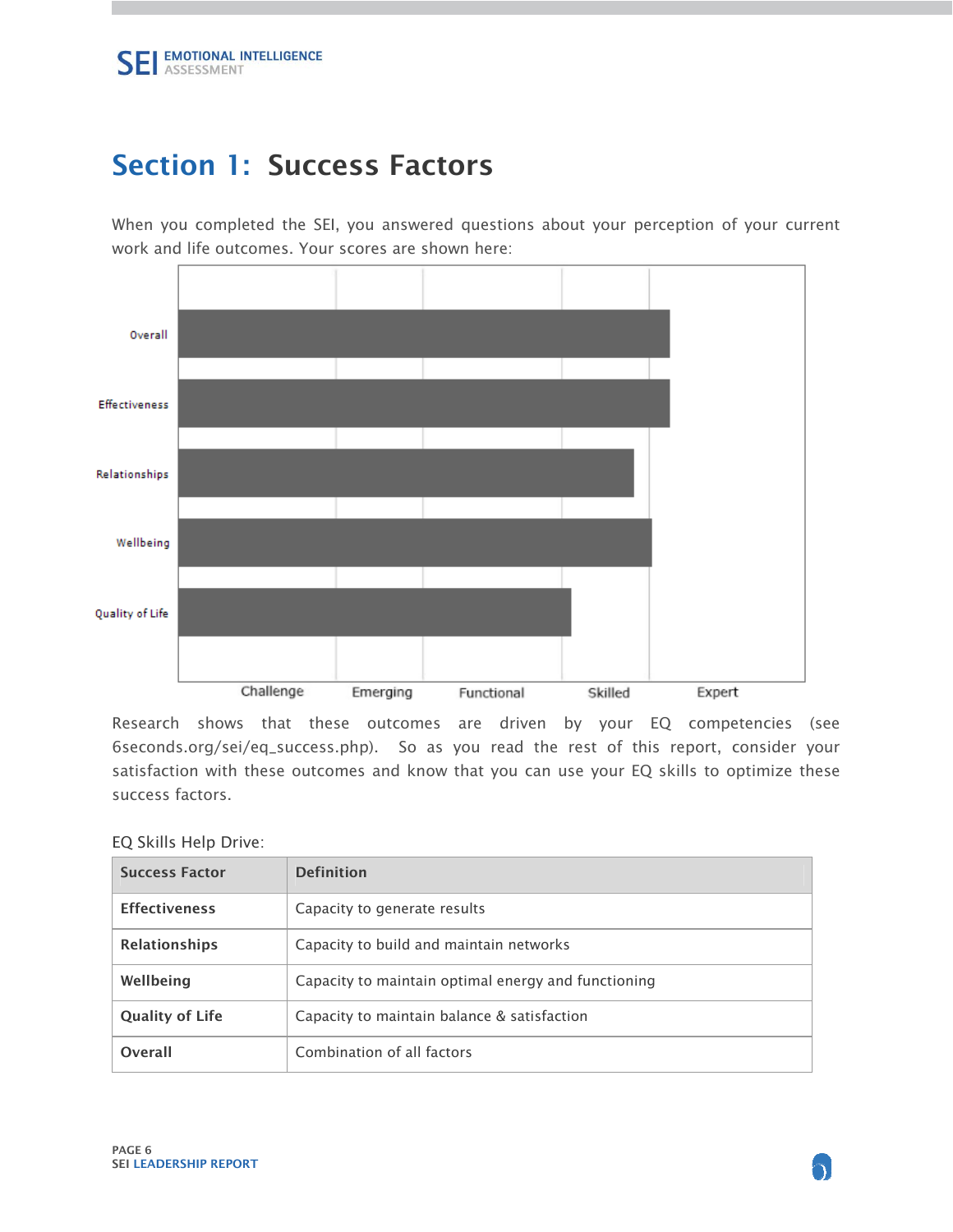# Section 1: Success Factors

When you completed the SEI, you answered questions about your perception of your current work and life outcomes. Your scores are shown here:

Overall

Effectiveness

Relationships

Wellbeing

Quality of Life

Challenge Emerging Functional Skilled Expert

Research shows that these outcomes are driven by your EQ competencies (see 6seconds.org/sei/eq_success.php). So as you read the rest of this report, consider your satisfaction with these outcomes and know that you can use your EQ skills to optimize these success factors.

EQ Skills Help Drive:

| Success Factor | Definition |
|---|---|
| **Effectiveness** | Capacity to generate results |
| **Relationships** | Capacity to build and maintain networks |
| **Wellbeing** | Capacity to maintain optimal energy and functioning |
| **Quality of Life** | Capacity to maintain balance & satisfaction |
| **Overall** | Combination of all factors |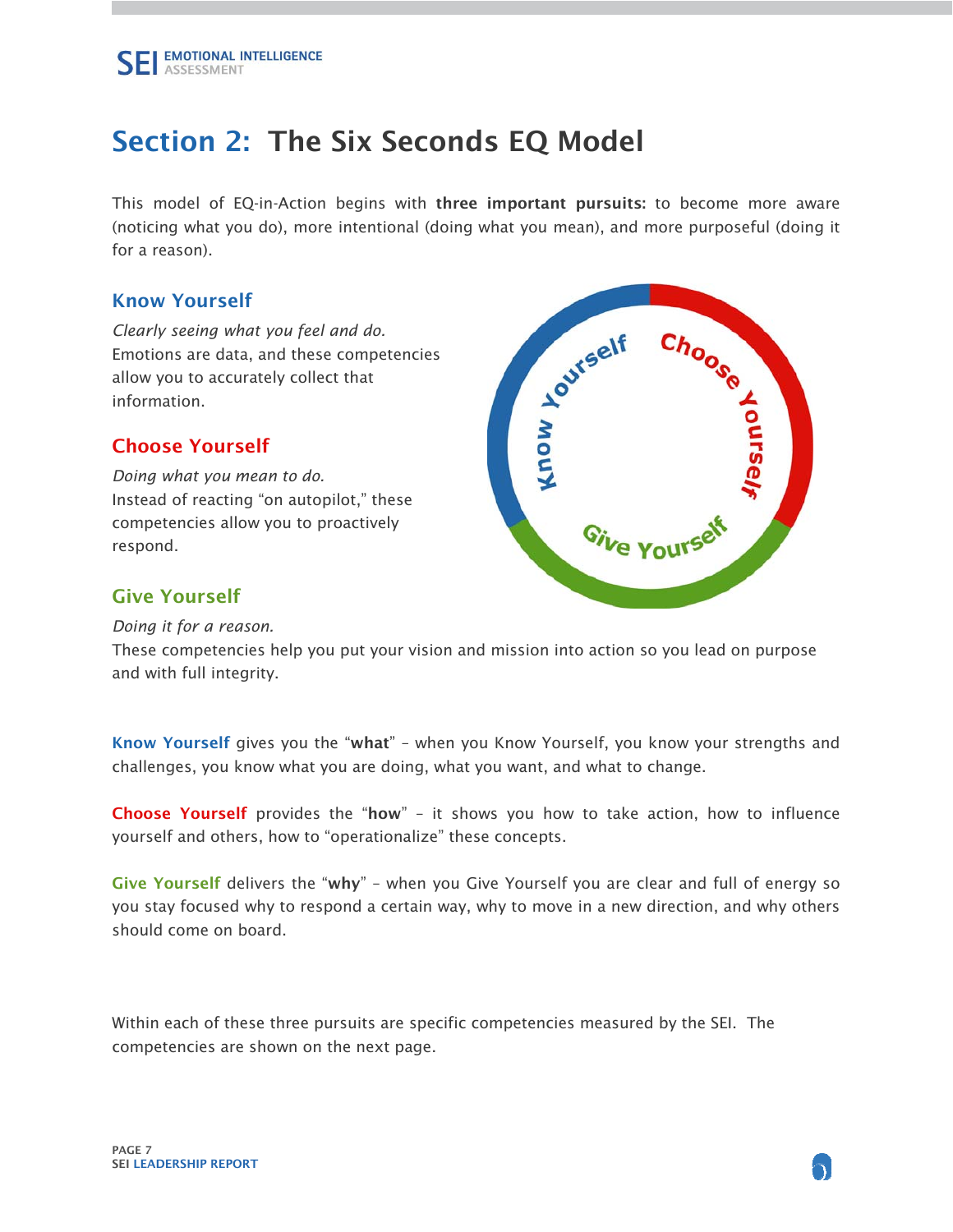# Section 2: The Six Seconds EQ Model

This model of EQ-in-Action begins with **three important pursuits:** to become more aware (noticing what you do), more intentional (doing what you mean), and more purposeful (doing it for a reason).

### Know Yourself

*Clearly seeing what you feel and do.*
Emotions are data, and these competencies allow you to accurately collect that information.

### Choose Yourself

*Doing what you mean to do.*
Instead of reacting "on autopilot," these competencies allow you to proactively respond.

### Give Yourself

*Doing it for a reason.*
These competencies help you put your vision and mission into action so you lead on purpose and with full integrity.

**Know Yourself** gives you the "**what**" – when you Know Yourself, you know your strengths and challenges, you know what you are doing, what you want, and what to change.

**Choose Yourself** provides the "**how**" – it shows you how to take action, how to influence yourself and others, how to "operationalize" these concepts.

**Give Yourself** delivers the "**why**" – when you Give Yourself you are clear and full of energy so you stay focused why to respond a certain way, why to move in a new direction, and why others should come on board.

Within each of these three pursuits are specific competencies measured by the SEI. The competencies are shown on the next page.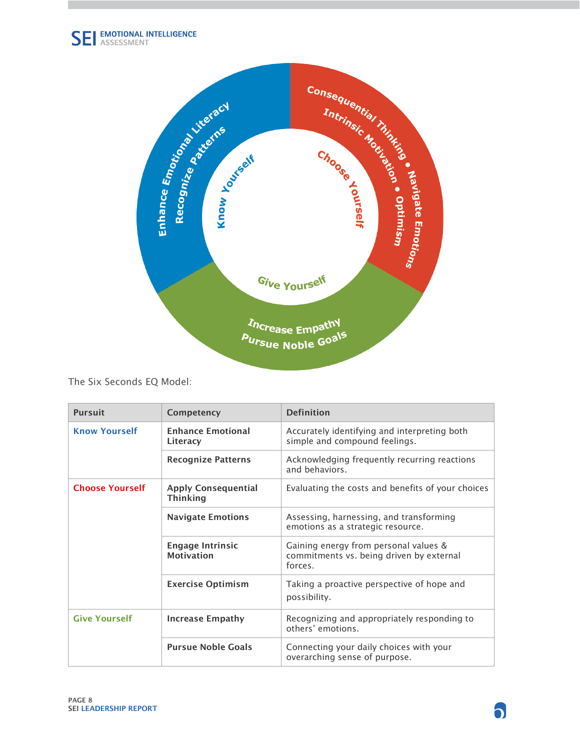The Six Seconds EQ Model:

| Pursuit | Competency | Definition |
| --- | --- | --- |
| Know Yourself | **Enhance Emotional Literacy** | Accurately identifying and interpreting both simple and compound feelings. |
| | **Recognize Patterns** | Acknowledging frequently recurring reactions and behaviors. |
| Choose Yourself | **Apply Consequential Thinking** | Evaluating the costs and benefits of your choices |
| | **Navigate Emotions** | Assessing, harnessing, and transforming emotions as a strategic resource. |
| | **Engage Intrinsic Motivation** | Gaining energy from personal values & commitments vs. being driven by external forces. |
| | **Exercise Optimism** | Taking a proactive perspective of hope and possibility. |
| Give Yourself | **Increase Empathy** | Recognizing and appropriately responding to others' emotions. |
| | **Pursue Noble Goals** | Connecting your daily choices with your overarching sense of purpose. |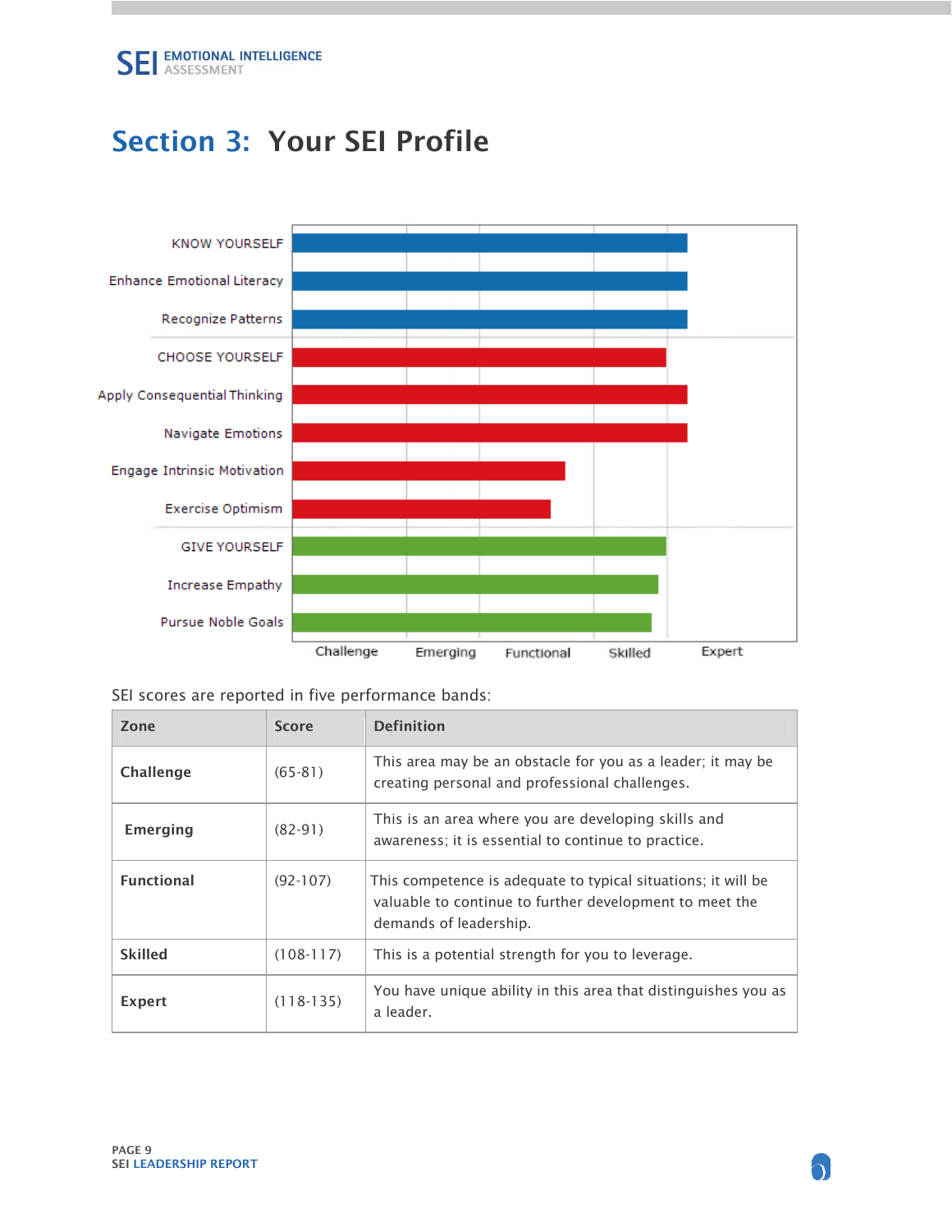# Section 3: Your SEI Profile

KNOW YOURSELF
Enhance Emotional Literacy
Recognize Patterns
CHOOSE YOURSELF
Apply Consequential Thinking
Navigate Emotions
Engage Intrinsic Motivation
Exercise Optimism
GIVE YOURSELF
Increase Empathy
Pursue Noble Goals

Challenge Emerging Functional Skilled Expert

SEI scores are reported in five performance bands:

| Zone | Score | Definition |
|---|---|---|
| **Challenge** | (65-81) | This area may be an obstacle for you as a leader; it may be creating personal and professional challenges. |
| **Emerging** | (82-91) | This is an area where you are developing skills and awareness; it is essential to continue to practice. |
| **Functional** | (92-107) | This competence is adequate to typical situations; it will be valuable to continue to further development to meet the demands of leadership. |
| **Skilled** | (108-117) | This is a potential strength for you to leverage. |
| **Expert** | (118-135) | You have unique ability in this area that distinguishes you as a leader. |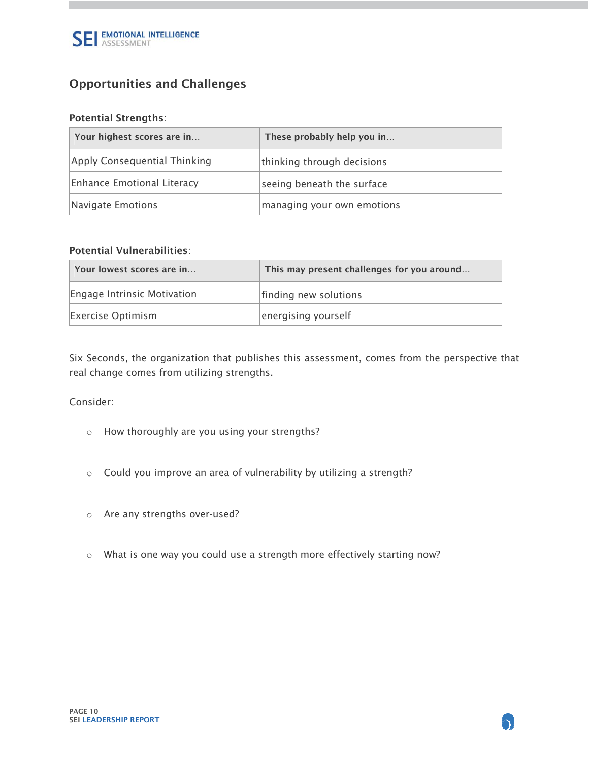## Opportunities and Challenges

**Potential Strengths**:

| Your highest scores are in... | These probably help you in... |
| --- | --- |
| Apply Consequential Thinking | thinking through decisions |
| Enhance Emotional Literacy | seeing beneath the surface |
| Navigate Emotions | managing your own emotions |

**Potential Vulnerabilities**:

| Your lowest scores are in... | This may present challenges for you around... |
| --- | --- |
| Engage Intrinsic Motivation | finding new solutions |
| Exercise Optimism | energising yourself |

Six Seconds, the organization that publishes this assessment, comes from the perspective that real change comes from utilizing strengths.

Consider:

- How thoroughly are you using your strengths?
- Could you improve an area of vulnerability by utilizing a strength?
- Are any strengths over-used?
- What is one way you could use a strength more effectively starting now?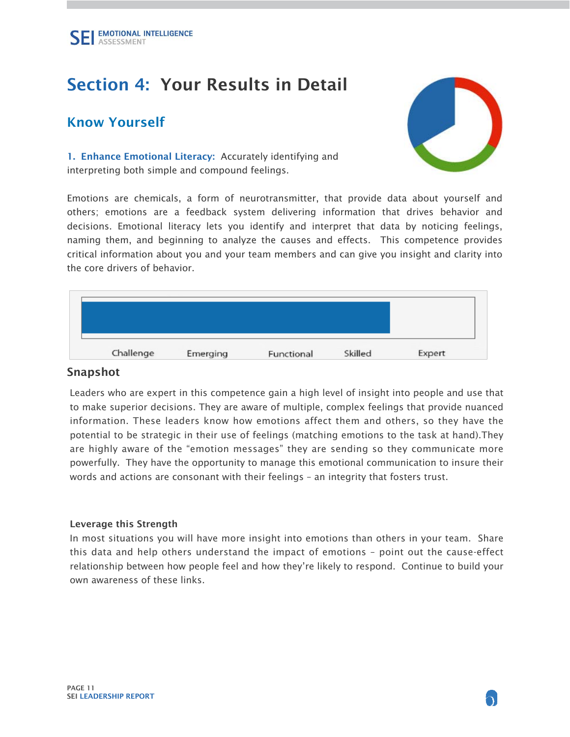# Section 4: Your Results in Detail

## Know Yourself

**1. Enhance Emotional Literacy:** Accurately identifying and interpreting both simple and compound feelings.

Emotions are chemicals, a form of neurotransmitter, that provide data about yourself and others; emotions are a feedback system delivering information that drives behavior and decisions. Emotional literacy lets you identify and interpret that data by noticing feelings, naming them, and beginning to analyze the causes and effects. This competence provides critical information about you and your team members and can give you insight and clarity into the core drivers of behavior.

Challenge | Emerging | Functional | Skilled | Expert

### Snapshot

Leaders who are expert in this competence gain a high level of insight into people and use that to make superior decisions. They are aware of multiple, complex feelings that provide nuanced information. These leaders know how emotions affect them and others, so they have the potential to be strategic in their use of feelings (matching emotions to the task at hand).They are highly aware of the "emotion messages" they are sending so they communicate more powerfully. They have the opportunity to manage this emotional communication to insure their words and actions are consonant with their feelings – an integrity that fosters trust.

#### Leverage this Strength

In most situations you will have more insight into emotions than others in your team. Share this data and help others understand the impact of emotions – point out the cause-effect relationship between how people feel and how they're likely to respond. Continue to build your own awareness of these links.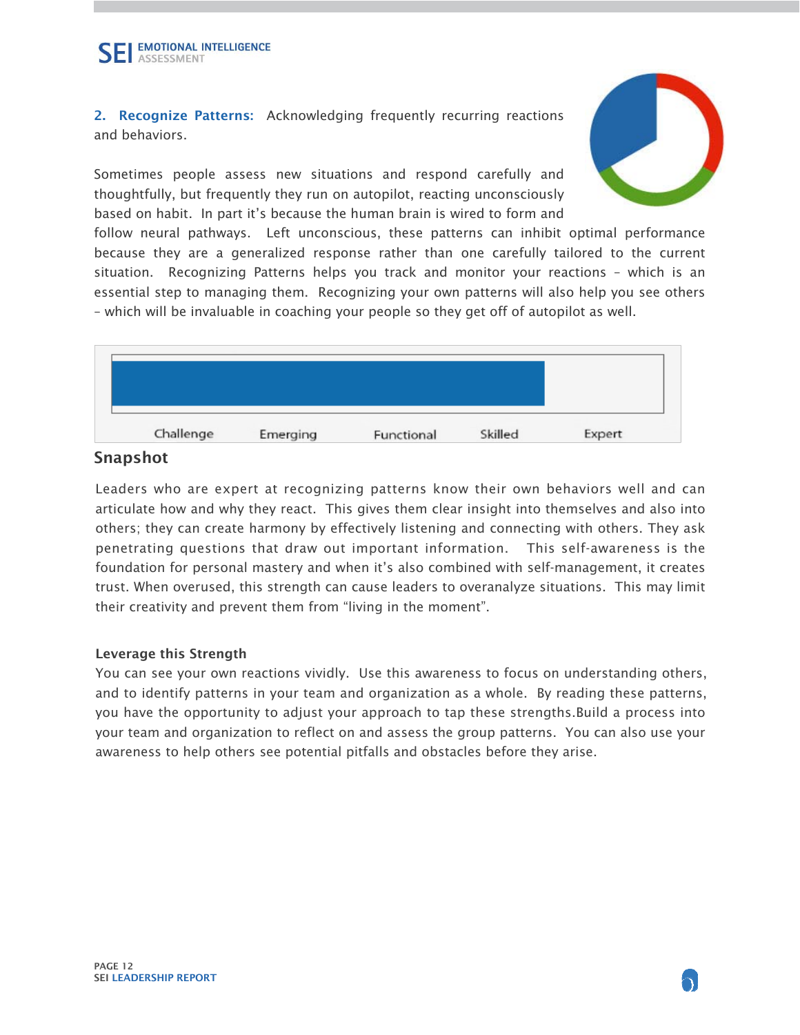**2. Recognize Patterns:** Acknowledging frequently recurring reactions and behaviors.

Sometimes people assess new situations and respond carefully and thoughtfully, but frequently they run on autopilot, reacting unconsciously based on habit. In part it's because the human brain is wired to form and follow neural pathways. Left unconscious, these patterns can inhibit optimal performance because they are a generalized response rather than one carefully tailored to the current situation. Recognizing Patterns helps you track and monitor your reactions – which is an essential step to managing them. Recognizing your own patterns will also help you see others – which will be invaluable in coaching your people so they get off of autopilot as well.

Challenge Emerging Functional Skilled Expert

## Snapshot

Leaders who are expert at recognizing patterns know their own behaviors well and can articulate how and why they react. This gives them clear insight into themselves and also into others; they can create harmony by effectively listening and connecting with others. They ask penetrating questions that draw out important information. This self-awareness is the foundation for personal mastery and when it's also combined with self-management, it creates trust. When overused, this strength can cause leaders to overanalyze situations. This may limit their creativity and prevent them from "living in the moment".

### Leverage this Strength

You can see your own reactions vividly. Use this awareness to focus on understanding others, and to identify patterns in your team and organization as a whole. By reading these patterns, you have the opportunity to adjust your approach to tap these strengths.Build a process into your team and organization to reflect on and assess the group patterns. You can also use your awareness to help others see potential pitfalls and obstacles before they arise.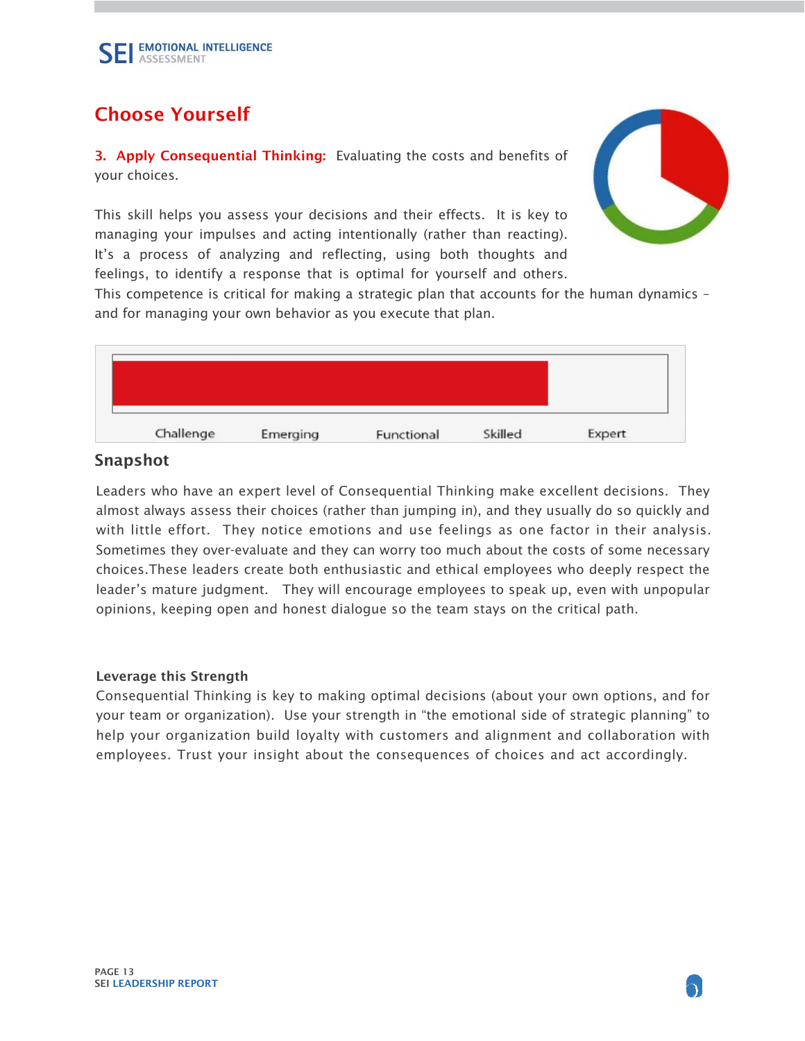## Choose Yourself

**3. Apply Consequential Thinking:** Evaluating the costs and benefits of your choices.

This skill helps you assess your decisions and their effects. It is key to managing your impulses and acting intentionally (rather than reacting). It's a process of analyzing and reflecting, using both thoughts and feelings, to identify a response that is optimal for yourself and others. This competence is critical for making a strategic plan that accounts for the human dynamics – and for managing your own behavior as you execute that plan.

Challenge | Emerging | Functional | Skilled | Expert

### Snapshot

Leaders who have an expert level of Consequential Thinking make excellent decisions. They almost always assess their choices (rather than jumping in), and they usually do so quickly and with little effort. They notice emotions and use feelings as one factor in their analysis. Sometimes they over-evaluate and they can worry too much about the costs of some necessary choices.These leaders create both enthusiastic and ethical employees who deeply respect the leader's mature judgment. They will encourage employees to speak up, even with unpopular opinions, keeping open and honest dialogue so the team stays on the critical path.

**Leverage this Strength**

Consequential Thinking is key to making optimal decisions (about your own options, and for your team or organization). Use your strength in "the emotional side of strategic planning" to help your organization build loyalty with customers and alignment and collaboration with employees. Trust your insight about the consequences of choices and act accordingly.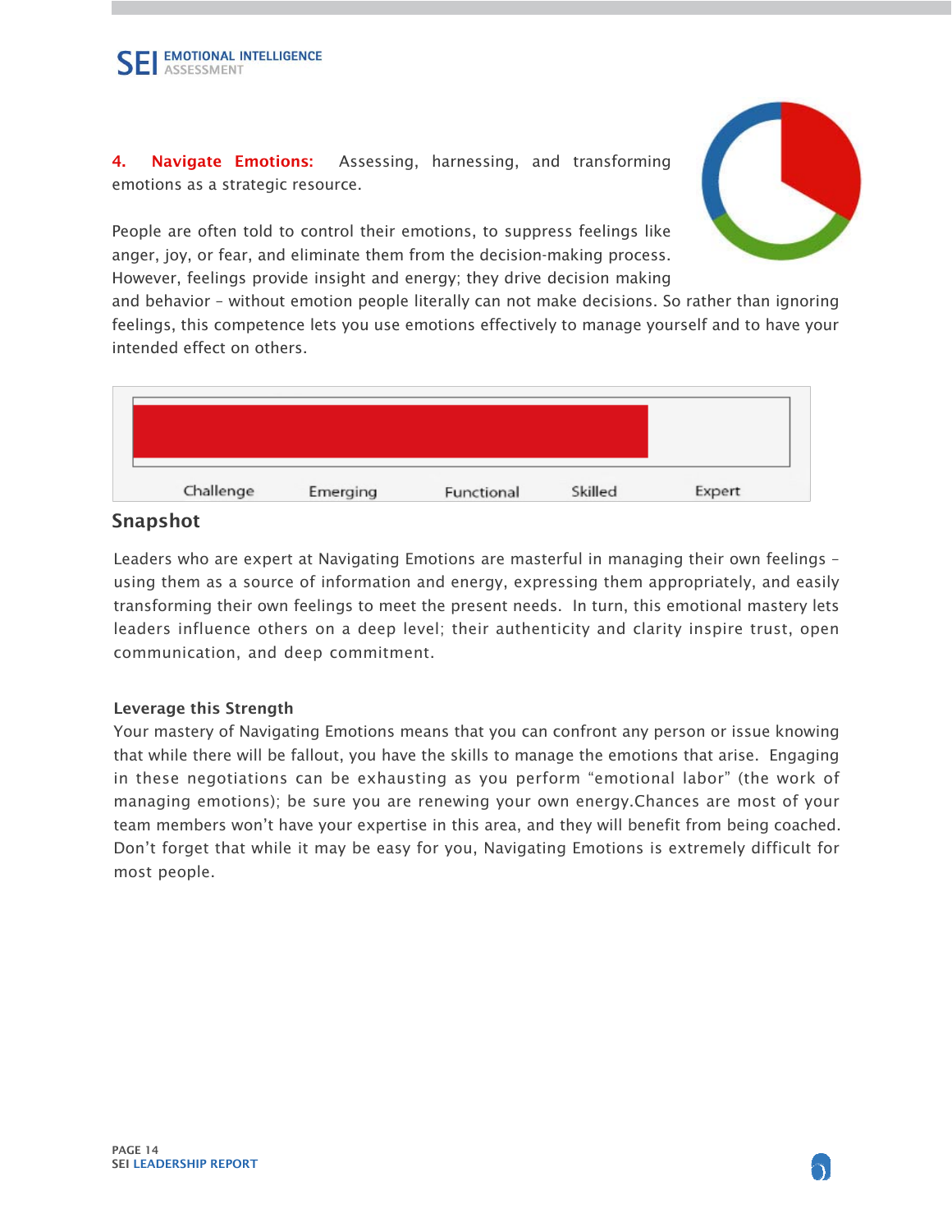**4. Navigate Emotions:** Assessing, harnessing, and transforming emotions as a strategic resource.

People are often told to control their emotions, to suppress feelings like anger, joy, or fear, and eliminate them from the decision-making process. However, feelings provide insight and energy; they drive decision making and behavior – without emotion people literally can not make decisions. So rather than ignoring feelings, this competence lets you use emotions effectively to manage yourself and to have your intended effect on others.

Challenge | Emerging | Functional | Skilled | Expert

## Snapshot

Leaders who are expert at Navigating Emotions are masterful in managing their own feelings – using them as a source of information and energy, expressing them appropriately, and easily transforming their own feelings to meet the present needs. In turn, this emotional mastery lets leaders influence others on a deep level; their authenticity and clarity inspire trust, open communication, and deep commitment.

### Leverage this Strength

Your mastery of Navigating Emotions means that you can confront any person or issue knowing that while there will be fallout, you have the skills to manage the emotions that arise. Engaging in these negotiations can be exhausting as you perform “emotional labor” (the work of managing emotions); be sure you are renewing your own energy.Chances are most of your team members won’t have your expertise in this area, and they will benefit from being coached. Don’t forget that while it may be easy for you, Navigating Emotions is extremely difficult for most people.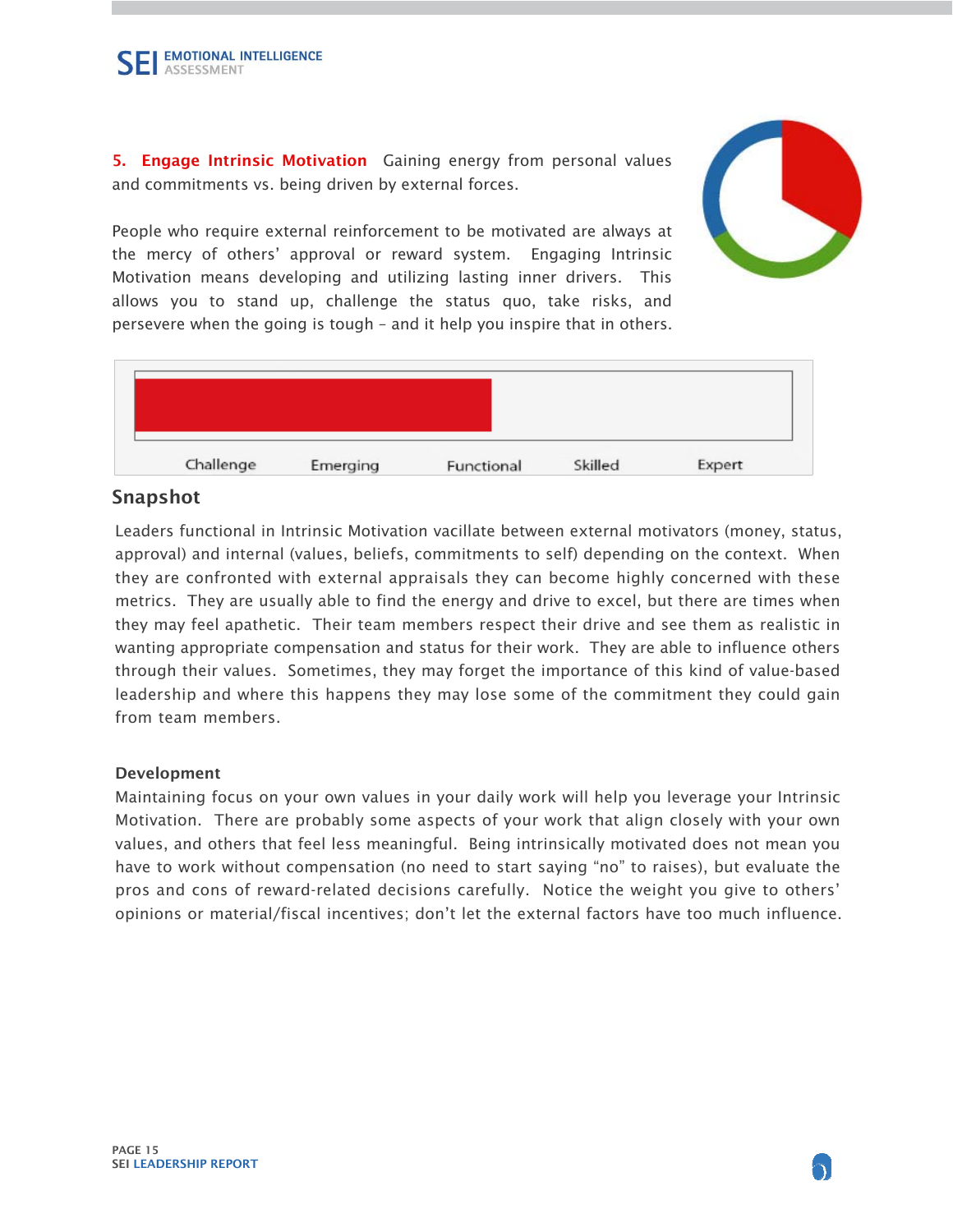**5. Engage Intrinsic Motivation** Gaining energy from personal values and commitments vs. being driven by external forces.

People who require external reinforcement to be motivated are always at the mercy of others' approval or reward system. Engaging Intrinsic Motivation means developing and utilizing lasting inner drivers. This allows you to stand up, challenge the status quo, take risks, and persevere when the going is tough – and it help you inspire that in others.

Challenge Emerging Functional Skilled Expert

## Snapshot

Leaders functional in Intrinsic Motivation vacillate between external motivators (money, status, approval) and internal (values, beliefs, commitments to self) depending on the context. When they are confronted with external appraisals they can become highly concerned with these metrics. They are usually able to find the energy and drive to excel, but there are times when they may feel apathetic. Their team members respect their drive and see them as realistic in wanting appropriate compensation and status for their work. They are able to influence others through their values. Sometimes, they may forget the importance of this kind of value-based leadership and where this happens they may lose some of the commitment they could gain from team members.

### Development

Maintaining focus on your own values in your daily work will help you leverage your Intrinsic Motivation. There are probably some aspects of your work that align closely with your own values, and others that feel less meaningful. Being intrinsically motivated does not mean you have to work without compensation (no need to start saying "no" to raises), but evaluate the pros and cons of reward-related decisions carefully. Notice the weight you give to others' opinions or material/fiscal incentives; don't let the external factors have too much influence.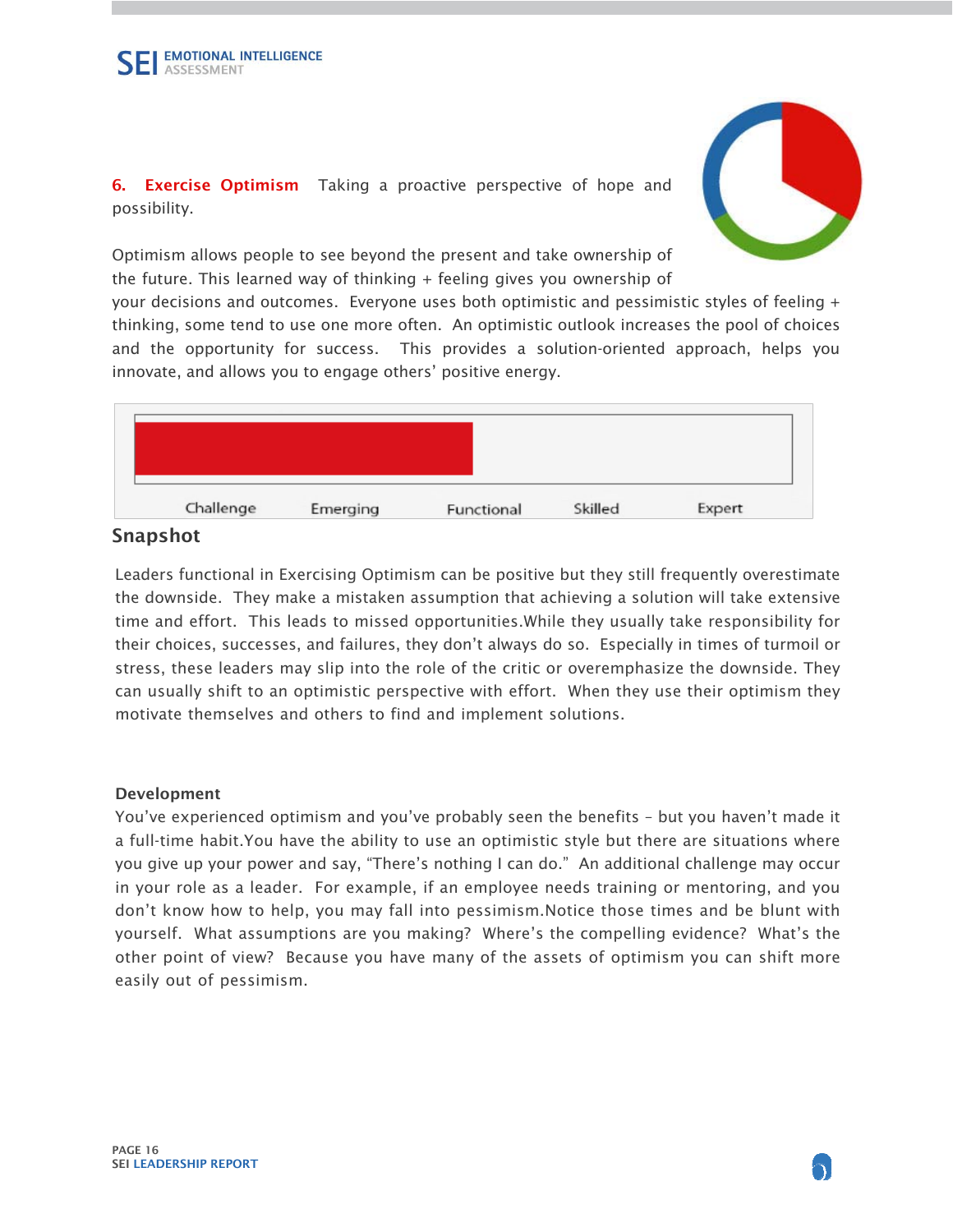**6. Exercise Optimism** Taking a proactive perspective of hope and possibility.

Optimism allows people to see beyond the present and take ownership of the future. This learned way of thinking + feeling gives you ownership of your decisions and outcomes. Everyone uses both optimistic and pessimistic styles of feeling + thinking, some tend to use one more often. An optimistic outlook increases the pool of choices and the opportunity for success. This provides a solution-oriented approach, helps you innovate, and allows you to engage others' positive energy.

Challenge Emerging Functional Skilled Expert

## Snapshot

Leaders functional in Exercising Optimism can be positive but they still frequently overestimate the downside. They make a mistaken assumption that achieving a solution will take extensive time and effort. This leads to missed opportunities.While they usually take responsibility for their choices, successes, and failures, they don't always do so. Especially in times of turmoil or stress, these leaders may slip into the role of the critic or overemphasize the downside. They can usually shift to an optimistic perspective with effort. When they use their optimism they motivate themselves and others to find and implement solutions.

**Development**

You've experienced optimism and you've probably seen the benefits – but you haven't made it a full-time habit.You have the ability to use an optimistic style but there are situations where you give up your power and say, "There's nothing I can do." An additional challenge may occur in your role as a leader. For example, if an employee needs training or mentoring, and you don't know how to help, you may fall into pessimism.Notice those times and be blunt with yourself. What assumptions are you making? Where's the compelling evidence? What's the other point of view? Because you have many of the assets of optimism you can shift more easily out of pessimism.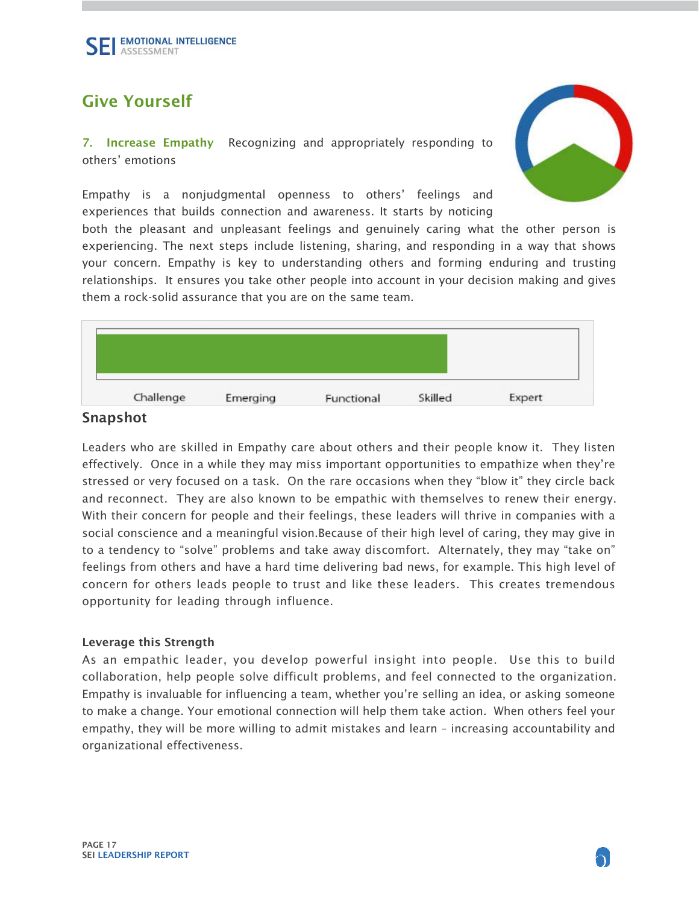## Give Yourself

**7. Increase Empathy** Recognizing and appropriately responding to others' emotions

Empathy is a nonjudgmental openness to others' feelings and experiences that builds connection and awareness. It starts by noticing both the pleasant and unpleasant feelings and genuinely caring what the other person is experiencing. The next steps include listening, sharing, and responding in a way that shows your concern. Empathy is key to understanding others and forming enduring and trusting relationships. It ensures you take other people into account in your decision making and gives them a rock-solid assurance that you are on the same team.

Challenge | Emerging | Functional | Skilled | Expert

### Snapshot

Leaders who are skilled in Empathy care about others and their people know it. They listen effectively. Once in a while they may miss important opportunities to empathize when they're stressed or very focused on a task. On the rare occasions when they "blow it" they circle back and reconnect. They are also known to be empathic with themselves to renew their energy. With their concern for people and their feelings, these leaders will thrive in companies with a social conscience and a meaningful vision.Because of their high level of caring, they may give in to a tendency to "solve" problems and take away discomfort. Alternately, they may "take on" feelings from others and have a hard time delivering bad news, for example. This high level of concern for others leads people to trust and like these leaders. This creates tremendous opportunity for leading through influence.

**Leverage this Strength**

As an empathic leader, you develop powerful insight into people. Use this to build collaboration, help people solve difficult problems, and feel connected to the organization. Empathy is invaluable for influencing a team, whether you're selling an idea, or asking someone to make a change. Your emotional connection will help them take action. When others feel your empathy, they will be more willing to admit mistakes and learn – increasing accountability and organizational effectiveness.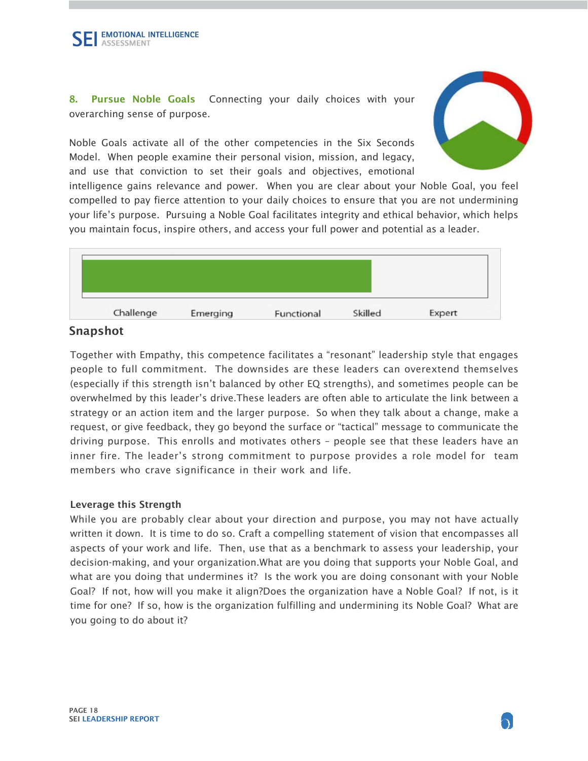**8. Pursue Noble Goals** Connecting your daily choices with your overarching sense of purpose.

Noble Goals activate all of the other competencies in the Six Seconds Model. When people examine their personal vision, mission, and legacy, and use that conviction to set their goals and objectives, emotional intelligence gains relevance and power. When you are clear about your Noble Goal, you feel compelled to pay fierce attention to your daily choices to ensure that you are not undermining your life's purpose. Pursuing a Noble Goal facilitates integrity and ethical behavior, which helps you maintain focus, inspire others, and access your full power and potential as a leader.

Challenge Emerging Functional Skilled Expert

## Snapshot

Together with Empathy, this competence facilitates a "resonant" leadership style that engages people to full commitment. The downsides are these leaders can overextend themselves (especially if this strength isn't balanced by other EQ strengths), and sometimes people can be overwhelmed by this leader's drive.These leaders are often able to articulate the link between a strategy or an action item and the larger purpose. So when they talk about a change, make a request, or give feedback, they go beyond the surface or "tactical" message to communicate the driving purpose. This enrolls and motivates others – people see that these leaders have an inner fire. The leader's strong commitment to purpose provides a role model for team members who crave significance in their work and life.

**Leverage this Strength**

While you are probably clear about your direction and purpose, you may not have actually written it down. It is time to do so. Craft a compelling statement of vision that encompasses all aspects of your work and life. Then, use that as a benchmark to assess your leadership, your decision-making, and your organization.What are you doing that supports your Noble Goal, and what are you doing that undermines it? Is the work you are doing consonant with your Noble Goal? If not, how will you make it align?Does the organization have a Noble Goal? If not, is it time for one? If so, how is the organization fulfilling and undermining its Noble Goal? What are you going to do about it?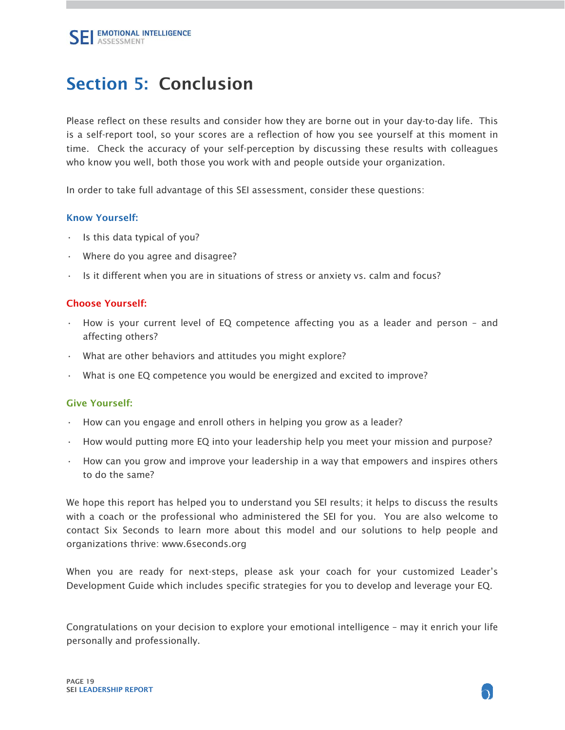# Section 5: Conclusion

Please reflect on these results and consider how they are borne out in your day-to-day life. This is a self-report tool, so your scores are a reflection of how you see yourself at this moment in time. Check the accuracy of your self-perception by discussing these results with colleagues who know you well, both those you work with and people outside your organization.

In order to take full advantage of this SEI assessment, consider these questions:

### Know Yourself:

- Is this data typical of you?
- Where do you agree and disagree?
- Is it different when you are in situations of stress or anxiety vs. calm and focus?

### Choose Yourself:

- How is your current level of EQ competence affecting you as a leader and person – and affecting others?
- What are other behaviors and attitudes you might explore?
- What is one EQ competence you would be energized and excited to improve?

### Give Yourself:

- How can you engage and enroll others in helping you grow as a leader?
- How would putting more EQ into your leadership help you meet your mission and purpose?
- How can you grow and improve your leadership in a way that empowers and inspires others to do the same?

We hope this report has helped you to understand you SEI results; it helps to discuss the results with a coach or the professional who administered the SEI for you. You are also welcome to contact Six Seconds to learn more about this model and our solutions to help people and organizations thrive: www.6seconds.org

When you are ready for next-steps, please ask your coach for your customized Leader's Development Guide which includes specific strategies for you to develop and leverage your EQ.

Congratulations on your decision to explore your emotional intelligence – may it enrich your life personally and professionally.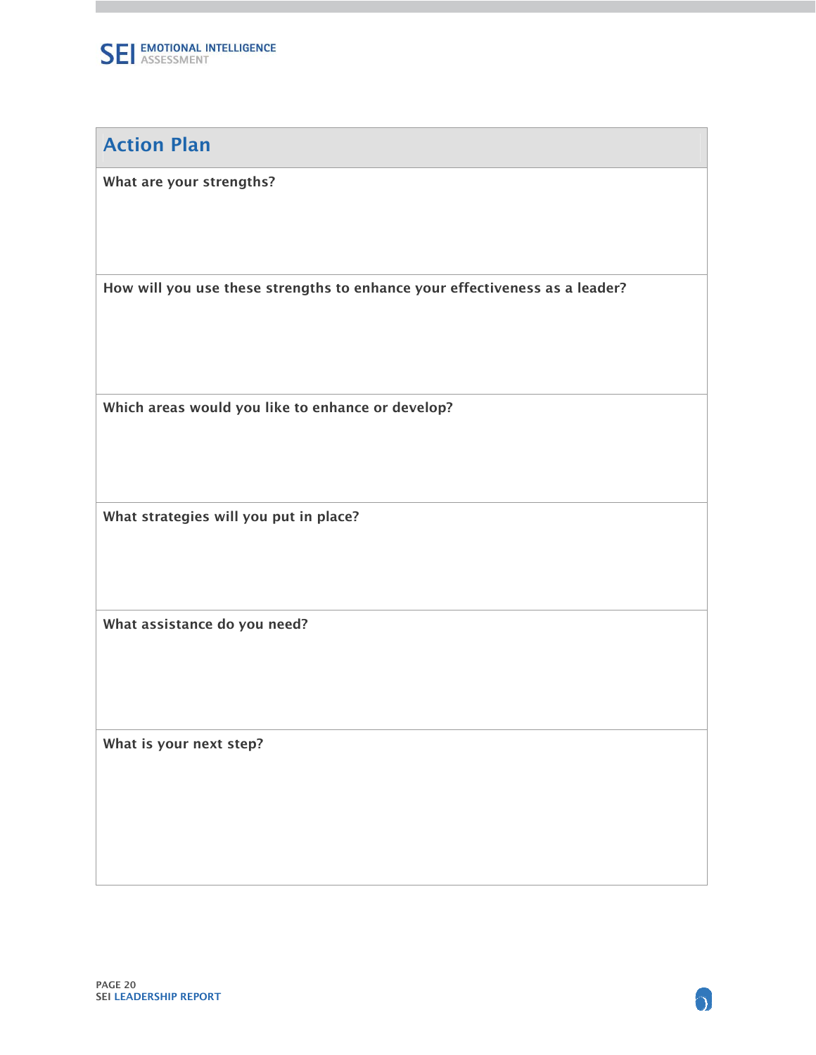## Action Plan

**What are your strengths?**

**How will you use these strengths to enhance your effectiveness as a leader?**

**Which areas would you like to enhance or develop?**

**What strategies will you put in place?**

**What assistance do you need?**

**What is your next step?**